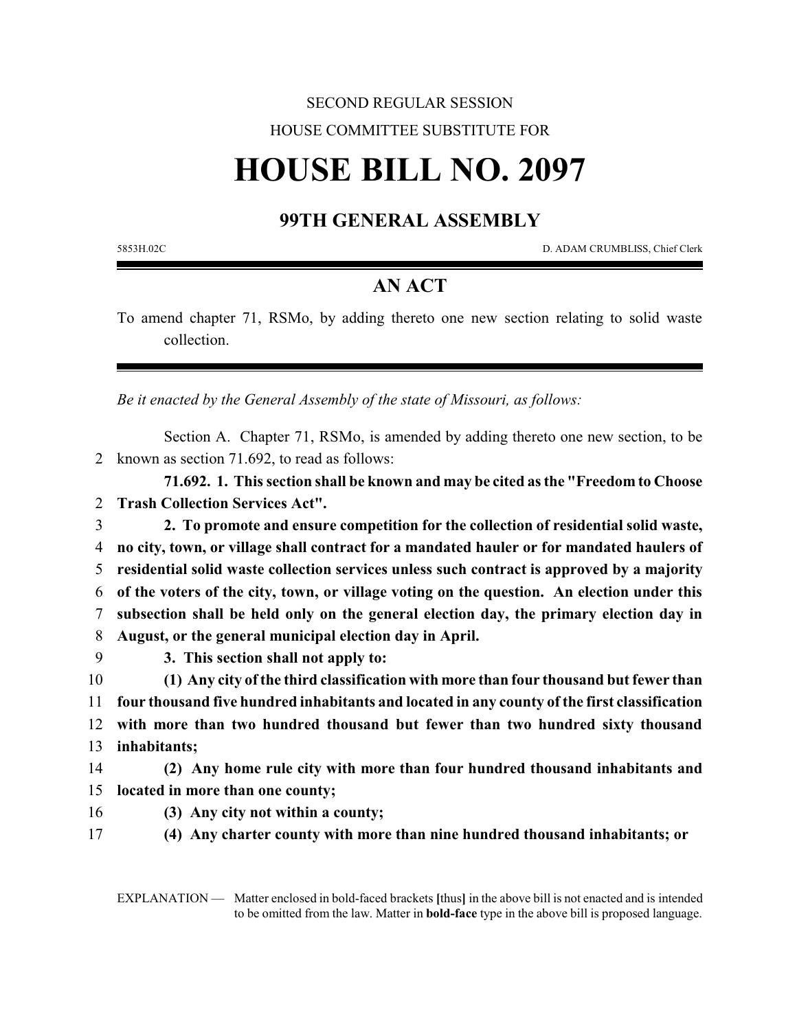SECOND REGULAR SESSION

HOUSE COMMITTEE SUBSTITUTE FOR

# HOUSE BILL NO. 2097

## 99TH GENERAL ASSEMBLY

5853H.02C D. ADAM CRUMBLISS, Chief Clerk

## AN ACT

To amend chapter 71, RSMo, by adding thereto one new section relating to solid waste collection.

*Be it enacted by the General Assembly of the state of Missouri, as follows:*

Section A. Chapter 71, RSMo, is amended by adding thereto one new section, to be known as section 71.692, to read as follows:

**71.692. 1. This section shall be known and may be cited as the "Freedom to Choose Trash Collection Services Act".**

**2. To promote and ensure competition for the collection of residential solid waste, no city, town, or village shall contract for a mandated hauler or for mandated haulers of residential solid waste collection services unless such contract is approved by a majority of the voters of the city, town, or village voting on the question. An election under this subsection shall be held only on the general election day, the primary election day in August, or the general municipal election day in April.**

**3. This section shall not apply to:**

**(1) Any city of the third classification with more than four thousand but fewer than four thousand five hundred inhabitants and located in any county of the first classification with more than two hundred thousand but fewer than two hundred sixty thousand inhabitants;**

**(2) Any home rule city with more than four hundred thousand inhabitants and located in more than one county;**

**(3) Any city not within a county;**

**(4) Any charter county with more than nine hundred thousand inhabitants; or**

EXPLANATION — Matter enclosed in bold-faced brackets **[**thus**]** in the above bill is not enacted and is intended to be omitted from the law. Matter in **bold-face** type in the above bill is proposed language.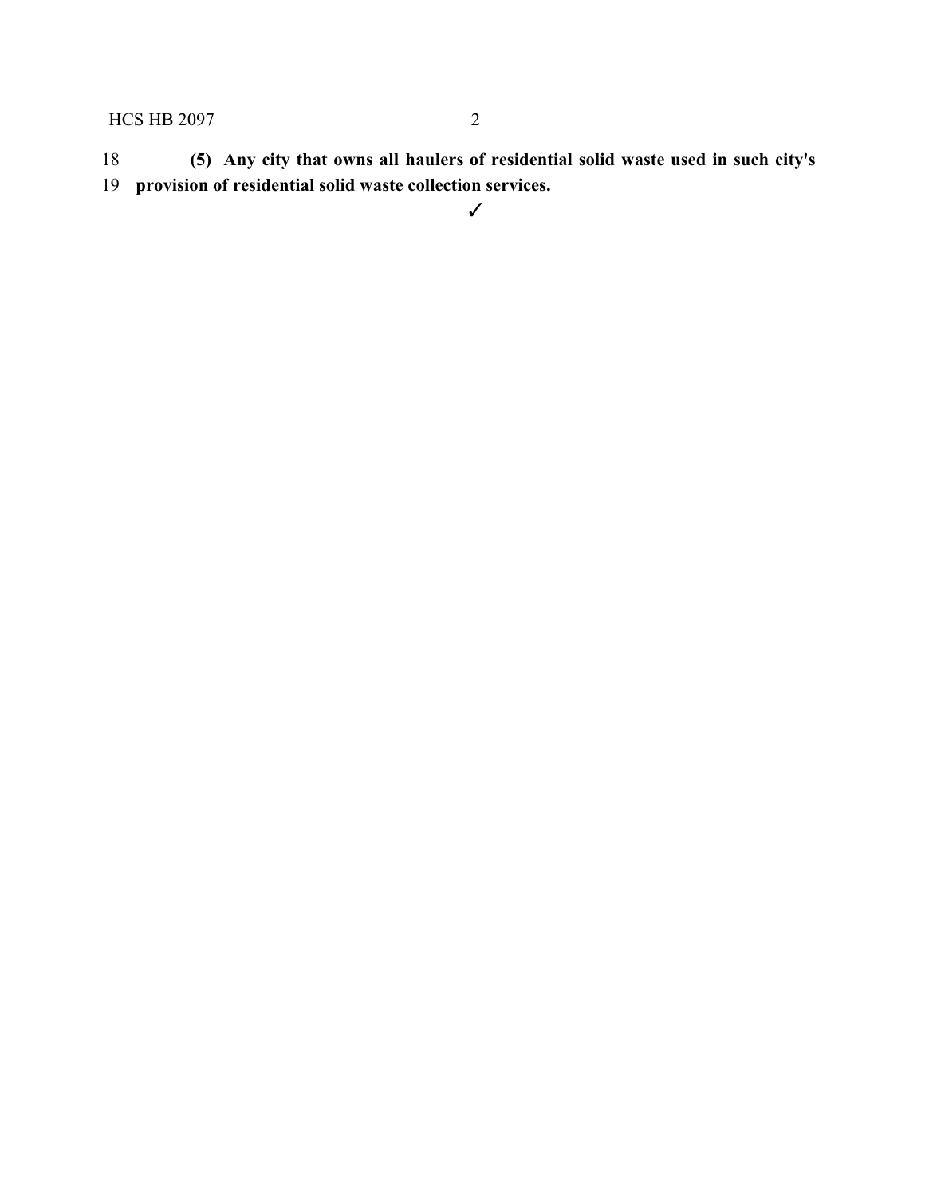**(5) Any city that owns all haulers of residential solid waste used in such city's provision of residential solid waste collection services.**

✓